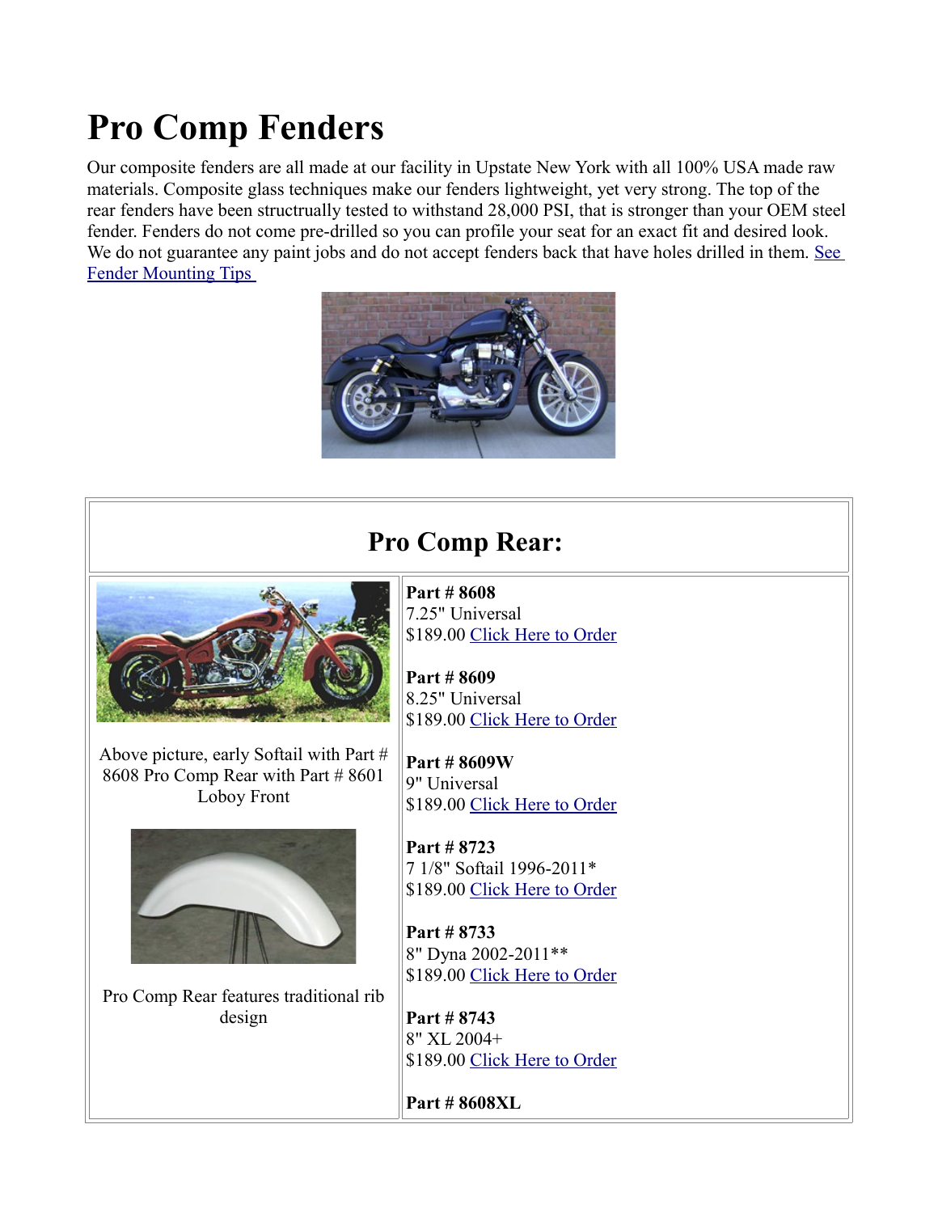# Pro Comp Fenders

Our composite fenders are all made at our facility in Upstate New York with all 100% USA made raw materials. Composite glass techniques make our fenders lightweight, yet very strong. The top of the rear fenders have been structually tested to withstand 28,000 PSI, that is stronger than your OEM steel fender. Fenders do not come pre-drilled so you can profile your seat for an exact fit and desired look. We do not guarantee any paint jobs and do not accept fenders back that have holes drilled in them. See Fender Mounting Tips

## Pro Comp Rear:

Above picture, early Softail with Part # 8608 Pro Comp Rear with Part # 8601 Loboy Front

Pro Comp Rear features traditional rib design

**Part # 8608**
7.25" Universal
$189.00 Click Here to Order

**Part # 8609**
8.25" Universal
$189.00 Click Here to Order

**Part # 8609W**
9" Universal
$189.00 Click Here to Order

**Part # 8723**
7 1/8" Softail 1996-2011*
$189.00 Click Here to Order

**Part # 8733**
8" Dyna 2002-2011**
$189.00 Click Here to Order

**Part # 8743**
8" XL 2004+
$189.00 Click Here to Order

**Part # 8608XL**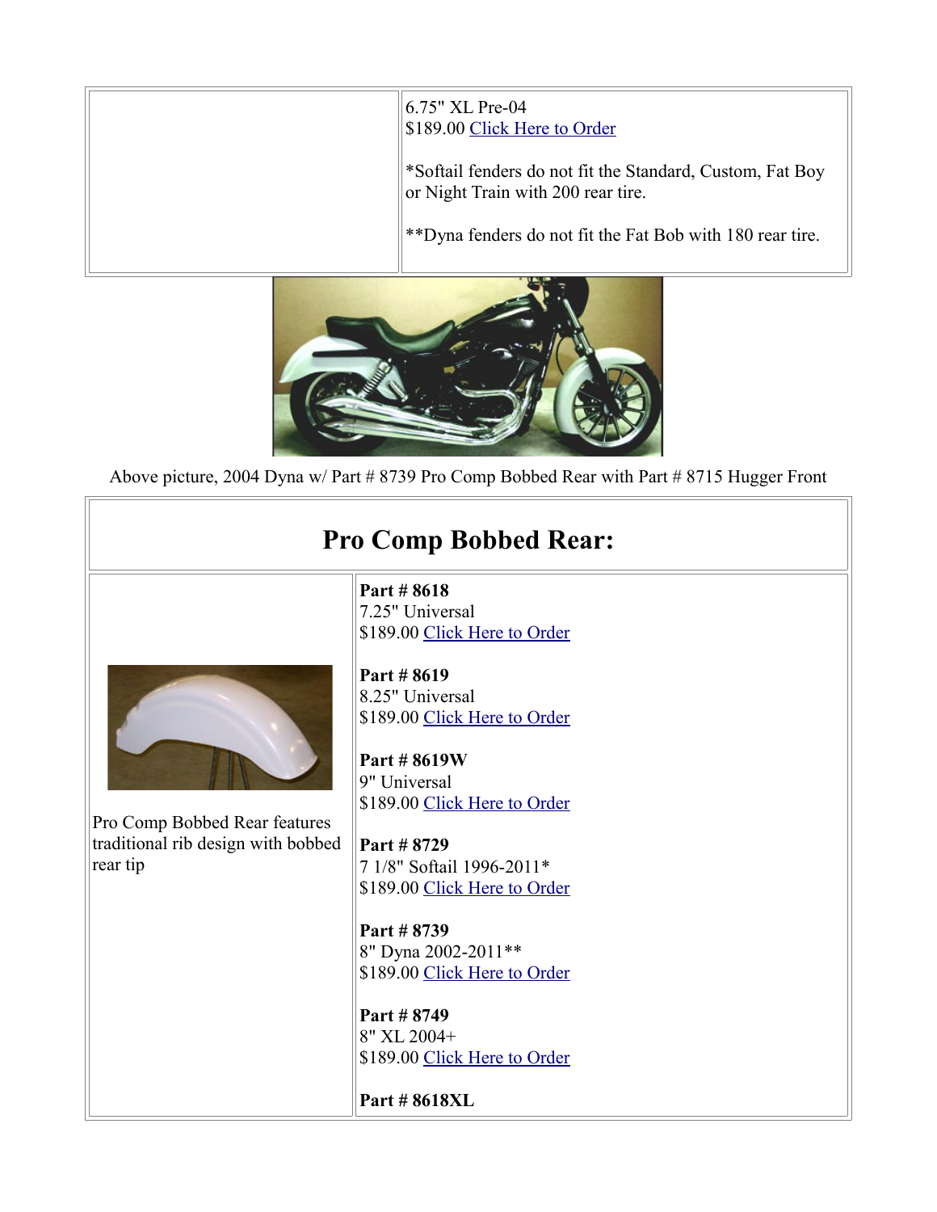| | 6.75" XL Pre-04<br>$189.00 Click Here to Order<br><br>*Softail fenders do not fit the Standard, Custom, Fat Boy or Night Train with 200 rear tire.<br><br>**Dyna fenders do not fit the Fat Bob with 180 rear tire. |
|---|---|

Above picture, 2004 Dyna w/ Part # 8739 Pro Comp Bobbed Rear with Part # 8715 Hugger Front

## Pro Comp Bobbed Rear:

| | |
|---|---|
| Pro Comp Bobbed Rear features traditional rib design with bobbed rear tip | **Part # 8618**<br>7.25" Universal<br>$189.00 Click Here to Order<br><br>**Part # 8619**<br>8.25" Universal<br>$189.00 Click Here to Order<br><br>**Part # 8619W**<br>9" Universal<br>$189.00 Click Here to Order<br><br>**Part # 8729**<br>7 1/8" Softail 1996-2011*<br>$189.00 Click Here to Order<br><br>**Part # 8739**<br>8" Dyna 2002-2011**<br>$189.00 Click Here to Order<br><br>**Part # 8749**<br>8" XL 2004+<br>$189.00 Click Here to Order<br><br>**Part # 8618XL** |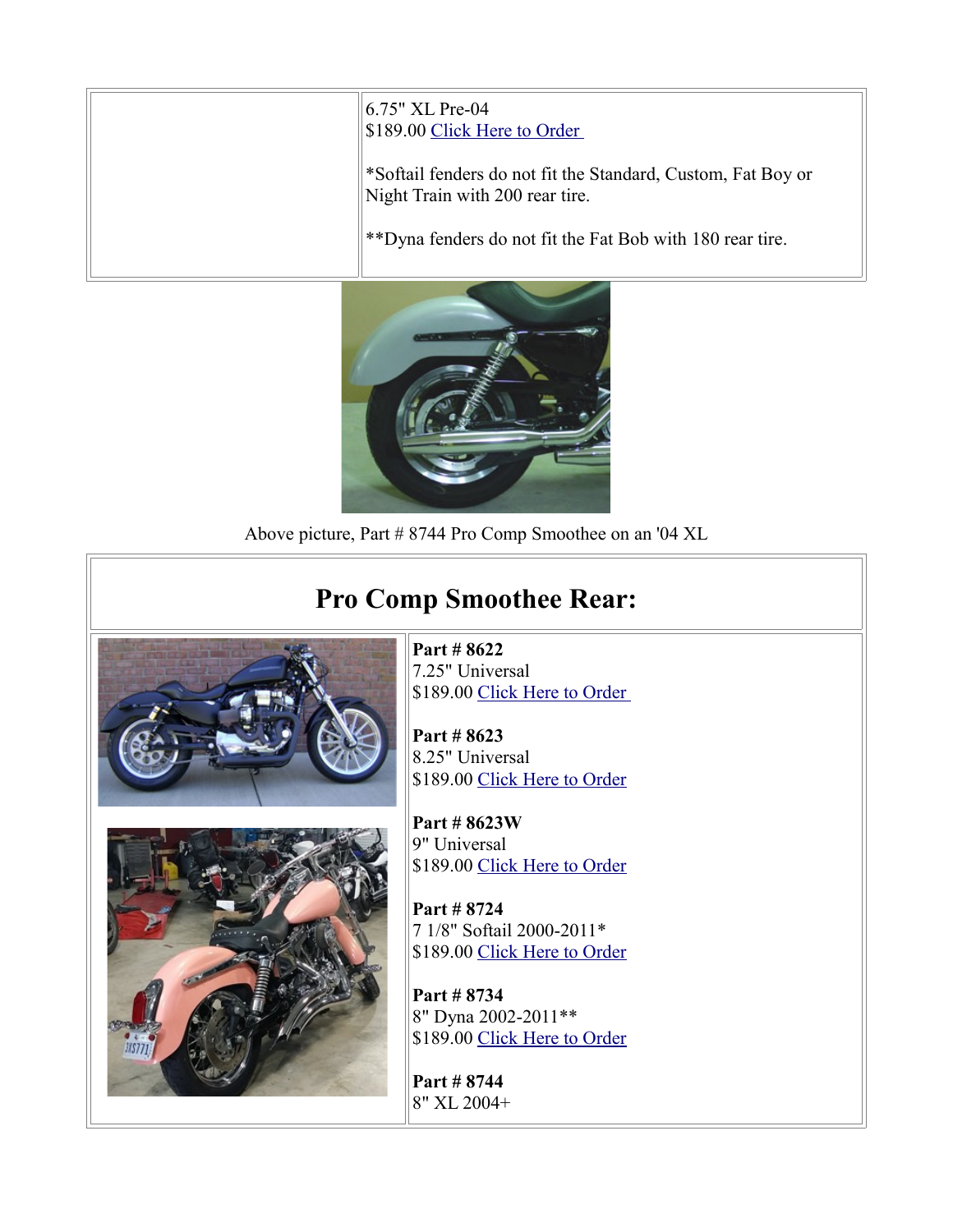6.75" XL Pre-04
$189.00 Click Here to Order

*Softail fenders do not fit the Standard, Custom, Fat Boy or Night Train with 200 rear tire.

**Dyna fenders do not fit the Fat Bob with 180 rear tire.

Above picture, Part # 8744 Pro Comp Smoothee on an '04 XL

## Pro Comp Smoothee Rear:

**Part # 8622**
7.25" Universal
$189.00 Click Here to Order

**Part # 8623**
8.25" Universal
$189.00 Click Here to Order

**Part # 8623W**
9" Universal
$189.00 Click Here to Order

**Part # 8724**
7 1/8" Softail 2000-2011*
$189.00 Click Here to Order

**Part # 8734**
8" Dyna 2002-2011**
$189.00 Click Here to Order

**Part # 8744**
8" XL 2004+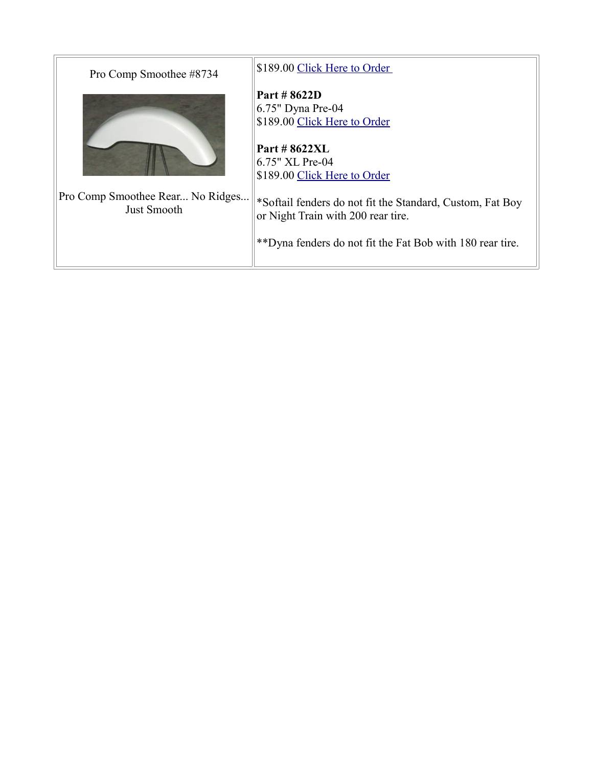| | |
|---|---|
| Pro Comp Smoothee #8734<br><br>Pro Comp Smoothee Rear... No Ridges... Just Smooth | $189.00 Click Here to Order<br><br>**Part # 8622D**<br>6.75" Dyna Pre-04<br>$189.00 Click Here to Order<br><br>**Part # 8622XL**<br>6.75" XL Pre-04<br>$189.00 Click Here to Order<br><br>*Softail fenders do not fit the Standard, Custom, Fat Boy or Night Train with 200 rear tire.<br><br>**Dyna fenders do not fit the Fat Bob with 180 rear tire. |